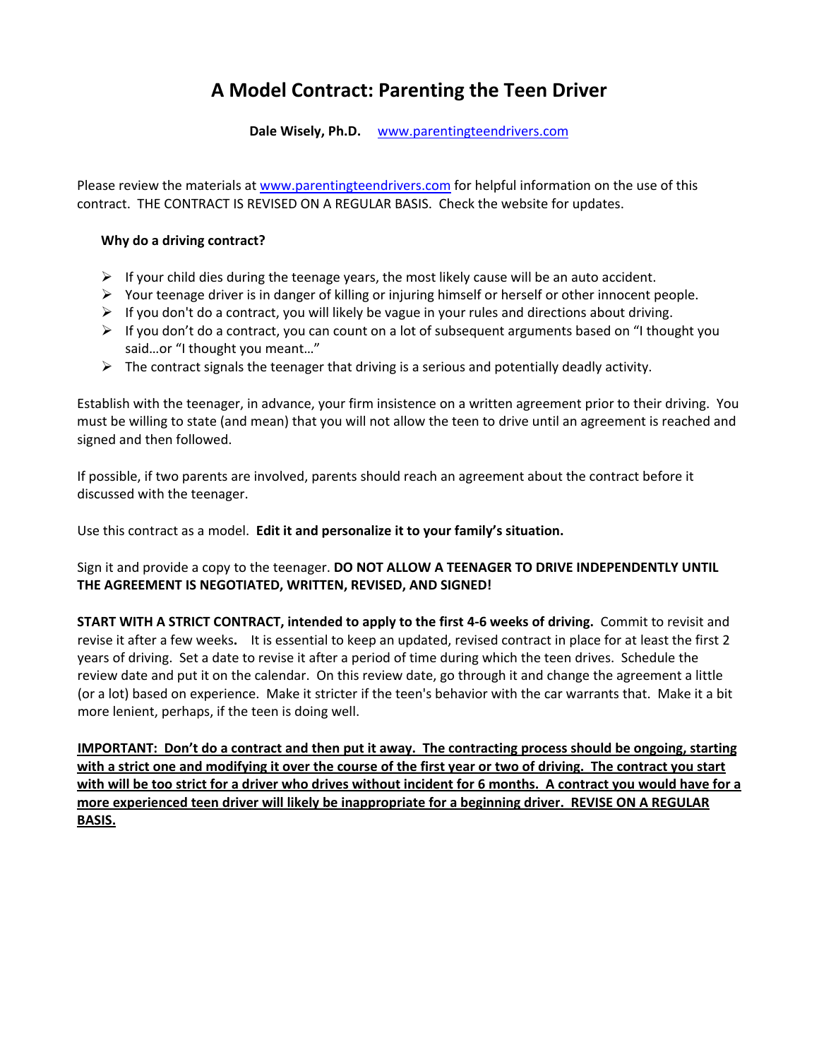# A Model Contract: Parenting the Teen Driver

**Dale Wisely, Ph.D.** [www.parentingteendrivers.com](http://www.parentingteendrivers.com)

Please review the materials at [www.parentingteendrivers.com](http://www.parentingteendrivers.com) for helpful information on the use of this contract. THE CONTRACT IS REVISED ON A REGULAR BASIS. Check the website for updates.

**Why do a driving contract?**

- If your child dies during the teenage years, the most likely cause will be an auto accident.
- Your teenage driver is in danger of killing or injuring himself or herself or other innocent people.
- If you don't do a contract, you will likely be vague in your rules and directions about driving.
- If you don't do a contract, you can count on a lot of subsequent arguments based on "I thought you said…or "I thought you meant…"
- The contract signals the teenager that driving is a serious and potentially deadly activity.

Establish with the teenager, in advance, your firm insistence on a written agreement prior to their driving. You must be willing to state (and mean) that you will not allow the teen to drive until an agreement is reached and signed and then followed.

If possible, if two parents are involved, parents should reach an agreement about the contract before it discussed with the teenager.

Use this contract as a model. **Edit it and personalize it to your family's situation.**

Sign it and provide a copy to the teenager. **DO NOT ALLOW A TEENAGER TO DRIVE INDEPENDENTLY UNTIL THE AGREEMENT IS NEGOTIATED, WRITTEN, REVISED, AND SIGNED!**

**START WITH A STRICT CONTRACT, intended to apply to the first 4-6 weeks of driving.** Commit to revisit and revise it after a few weeks**.** It is essential to keep an updated, revised contract in place for at least the first 2 years of driving. Set a date to revise it after a period of time during which the teen drives. Schedule the review date and put it on the calendar. On this review date, go through it and change the agreement a little (or a lot) based on experience. Make it stricter if the teen's behavior with the car warrants that. Make it a bit more lenient, perhaps, if the teen is doing well.

**IMPORTANT: Don't do a contract and then put it away. The contracting process should be ongoing, starting with a strict one and modifying it over the course of the first year or two of driving. The contract you start with will be too strict for a driver who drives without incident for 6 months. A contract you would have for a more experienced teen driver will likely be inappropriate for a beginning driver. REVISE ON A REGULAR BASIS.**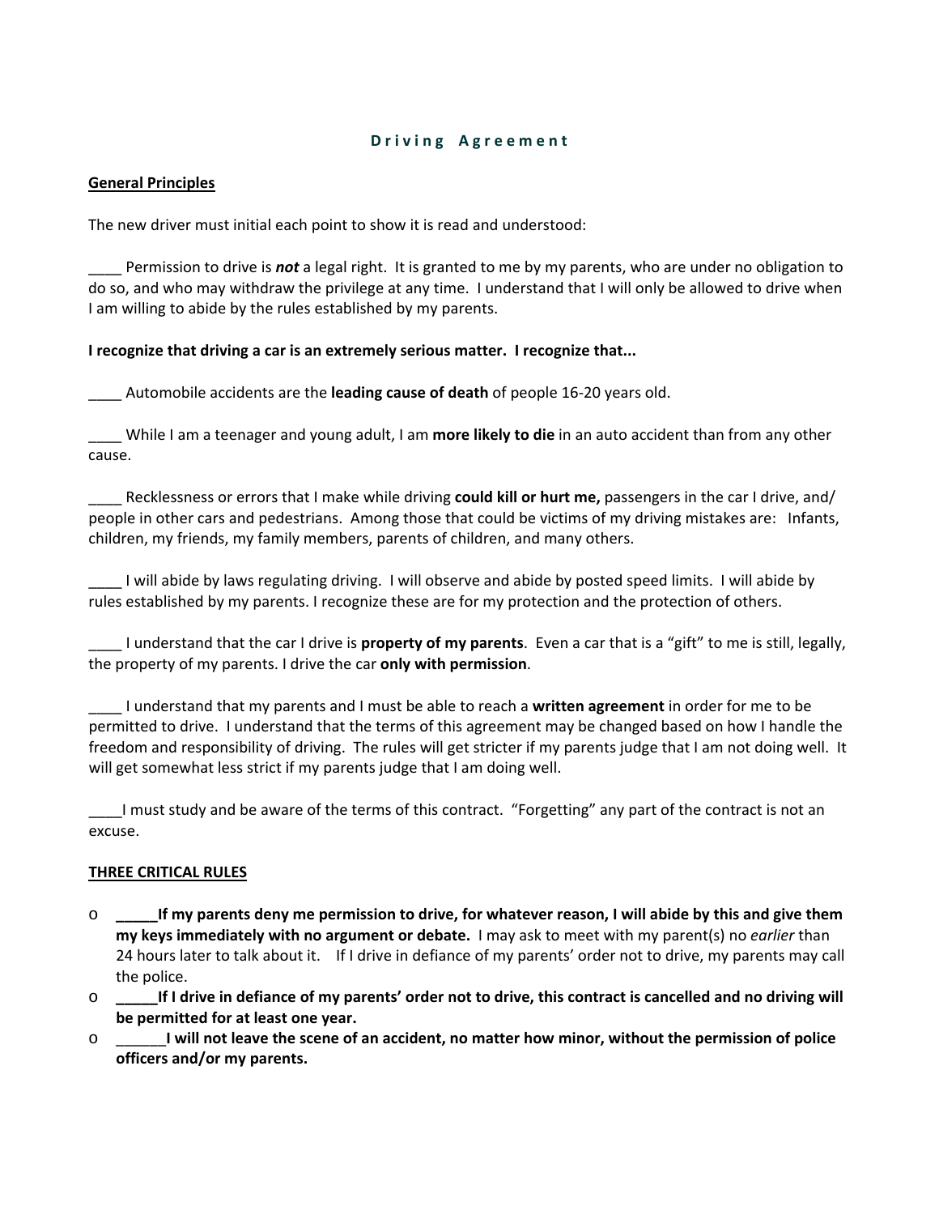# Driving Agreement

## General Principles

The new driver must initial each point to show it is read and understood:

____ Permission to drive is ***not*** a legal right. It is granted to me by my parents, who are under no obligation to do so, and who may withdraw the privilege at any time. I understand that I will only be allowed to drive when I am willing to abide by the rules established by my parents.

**I recognize that driving a car is an extremely serious matter. I recognize that...**

____ Automobile accidents are the **leading cause of death** of people 16-20 years old.

____ While I am a teenager and young adult, I am **more likely to die** in an auto accident than from any other cause.

____ Recklessness or errors that I make while driving **could kill or hurt me,** passengers in the car I drive, and/ people in other cars and pedestrians. Among those that could be victims of my driving mistakes are: Infants, children, my friends, my family members, parents of children, and many others.

____ I will abide by laws regulating driving. I will observe and abide by posted speed limits. I will abide by rules established by my parents. I recognize these are for my protection and the protection of others.

____ I understand that the car I drive is **property of my parents**. Even a car that is a "gift" to me is still, legally, the property of my parents. I drive the car **only with permission**.

____ I understand that my parents and I must be able to reach a **written agreement** in order for me to be permitted to drive. I understand that the terms of this agreement may be changed based on how I handle the freedom and responsibility of driving. The rules will get stricter if my parents judge that I am not doing well. It will get somewhat less strict if my parents judge that I am doing well.

____I must study and be aware of the terms of this contract. "Forgetting" any part of the contract is not an excuse.

## THREE CRITICAL RULES

- **_____If my parents deny me permission to drive, for whatever reason, I will abide by this and give them my keys immediately with no argument or debate.** I may ask to meet with my parent(s) no *earlier* than 24 hours later to talk about it. If I drive in defiance of my parents' order not to drive, my parents may call the police.
- **_____If I drive in defiance of my parents' order not to drive, this contract is cancelled and no driving will be permitted for at least one year.**
- ______**I will not leave the scene of an accident, no matter how minor, without the permission of police officers and/or my parents.**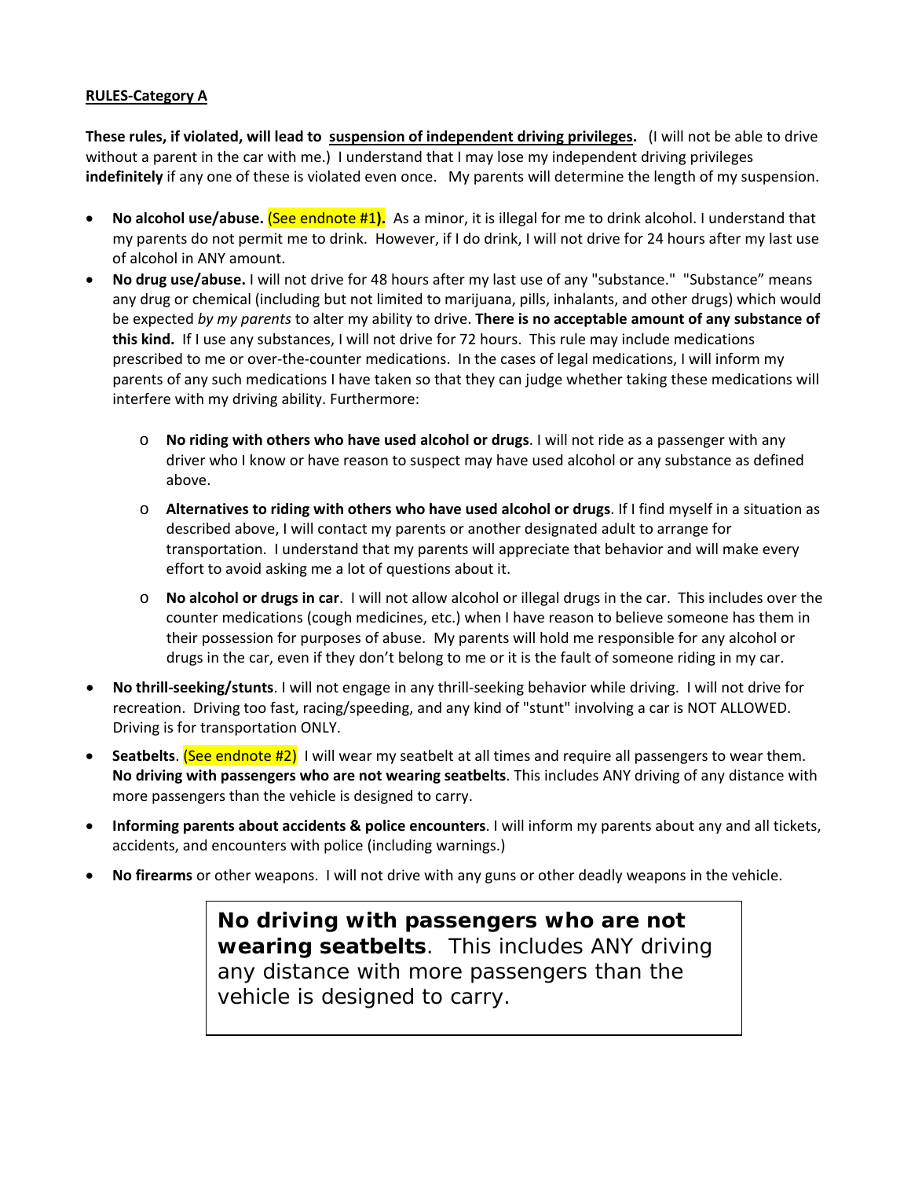**<u>RULES-Category A</u>**

**These rules, if violated, will lead to <u>suspension of independent driving privileges</u>.** (I will not be able to drive without a parent in the car with me.) I understand that I may lose my independent driving privileges **indefinitely** if any one of these is violated even once. My parents will determine the length of my suspension.

- **No alcohol use/abuse.** (See endnote #1**).** As a minor, it is illegal for me to drink alcohol. I understand that my parents do not permit me to drink. However, if I do drink, I will not drive for 24 hours after my last use of alcohol in ANY amount.
- **No drug use/abuse.** I will not drive for 48 hours after my last use of any "substance." "Substance" means any drug or chemical (including but not limited to marijuana, pills, inhalants, and other drugs) which would be expected *by my parents* to alter my ability to drive. **There is no acceptable amount of any substance of this kind.** If I use any substances, I will not drive for 72 hours. This rule may include medications prescribed to me or over-the-counter medications. In the cases of legal medications, I will inform my parents of any such medications I have taken so that they can judge whether taking these medications will interfere with my driving ability. Furthermore:
  - **No riding with others who have used alcohol or drugs**. I will not ride as a passenger with any driver who I know or have reason to suspect may have used alcohol or any substance as defined above.
  - **Alternatives to riding with others who have used alcohol or drugs**. If I find myself in a situation as described above, I will contact my parents or another designated adult to arrange for transportation. I understand that my parents will appreciate that behavior and will make every effort to avoid asking me a lot of questions about it.
  - **No alcohol or drugs in car**. I will not allow alcohol or illegal drugs in the car. This includes over the counter medications (cough medicines, etc.) when I have reason to believe someone has them in their possession for purposes of abuse. My parents will hold me responsible for any alcohol or drugs in the car, even if they don't belong to me or it is the fault of someone riding in my car.
- **No thrill-seeking/stunts**. I will not engage in any thrill-seeking behavior while driving. I will not drive for recreation. Driving too fast, racing/speeding, and any kind of "stunt" involving a car is NOT ALLOWED. Driving is for transportation ONLY.
- **Seatbelts**. (See endnote #2) I will wear my seatbelt at all times and require all passengers to wear them. **No driving with passengers who are not wearing seatbelts**. This includes ANY driving of any distance with more passengers than the vehicle is designed to carry.
- **Informing parents about accidents & police encounters**. I will inform my parents about any and all tickets, accidents, and encounters with police (including warnings.)
- **No firearms** or other weapons. I will not drive with any guns or other deadly weapons in the vehicle.

> **No driving with passengers who are not wearing seatbelts**. This includes ANY driving any distance with more passengers than the vehicle is designed to carry.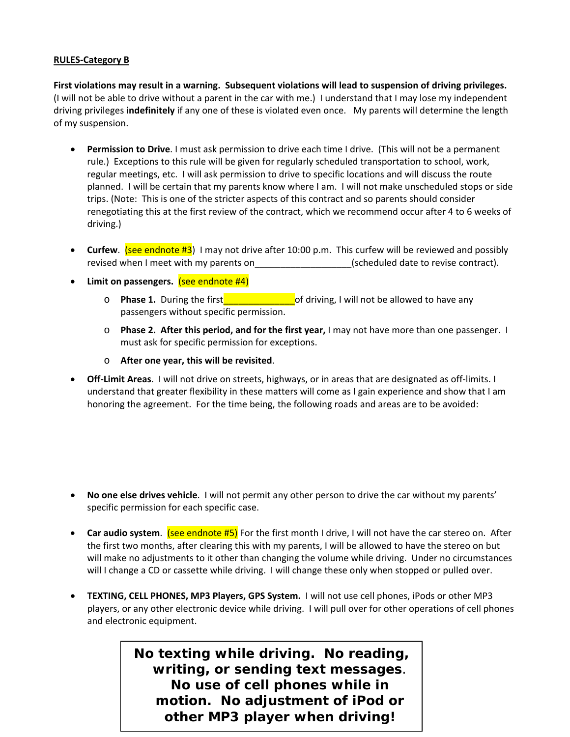**RULES-Category B**

**First violations may result in a warning. Subsequent violations will lead to suspension of driving privileges.** (I will not be able to drive without a parent in the car with me.) I understand that I may lose my independent driving privileges **indefinitely** if any one of these is violated even once. My parents will determine the length of my suspension.

- **Permission to Drive**. I must ask permission to drive each time I drive. (This will not be a permanent rule.) Exceptions to this rule will be given for regularly scheduled transportation to school, work, regular meetings, etc. I will ask permission to drive to specific locations and will discuss the route planned. I will be certain that my parents know where I am. I will not make unscheduled stops or side trips. (Note: This is one of the stricter aspects of this contract and so parents should consider renegotiating this at the first review of the contract, which we recommend occur after 4 to 6 weeks of driving.)

- **Curfew**. (see endnote #3) I may not drive after 10:00 p.m. This curfew will be reviewed and possibly revised when I meet with my parents on___________________(scheduled date to revise contract).

- **Limit on passengers.** (see endnote #4)
  - **Phase 1.** During the first______________of driving, I will not be allowed to have any passengers without specific permission.
  - **Phase 2. After this period, and for the first year,** I may not have more than one passenger. I must ask for specific permission for exceptions.
  - **After one year, this will be revisited**.

- **Off-Limit Areas**. I will not drive on streets, highways, or in areas that are designated as off-limits. I understand that greater flexibility in these matters will come as I gain experience and show that I am honoring the agreement. For the time being, the following roads and areas are to be avoided:

- **No one else drives vehicle**. I will not permit any other person to drive the car without my parents' specific permission for each specific case.

- **Car audio system**. (see endnote #5) For the first month I drive, I will not have the car stereo on. After the first two months, after clearing this with my parents, I will be allowed to have the stereo on but will make no adjustments to it other than changing the volume while driving. Under no circumstances will I change a CD or cassette while driving. I will change these only when stopped or pulled over.

- **TEXTING, CELL PHONES, MP3 Players, GPS System.** I will not use cell phones, iPods or other MP3 players, or any other electronic device while driving. I will pull over for other operations of cell phones and electronic equipment.

**No texting while driving. No reading, writing, or sending text messages. No use of cell phones while in motion. No adjustment of iPod or other MP3 player when driving!**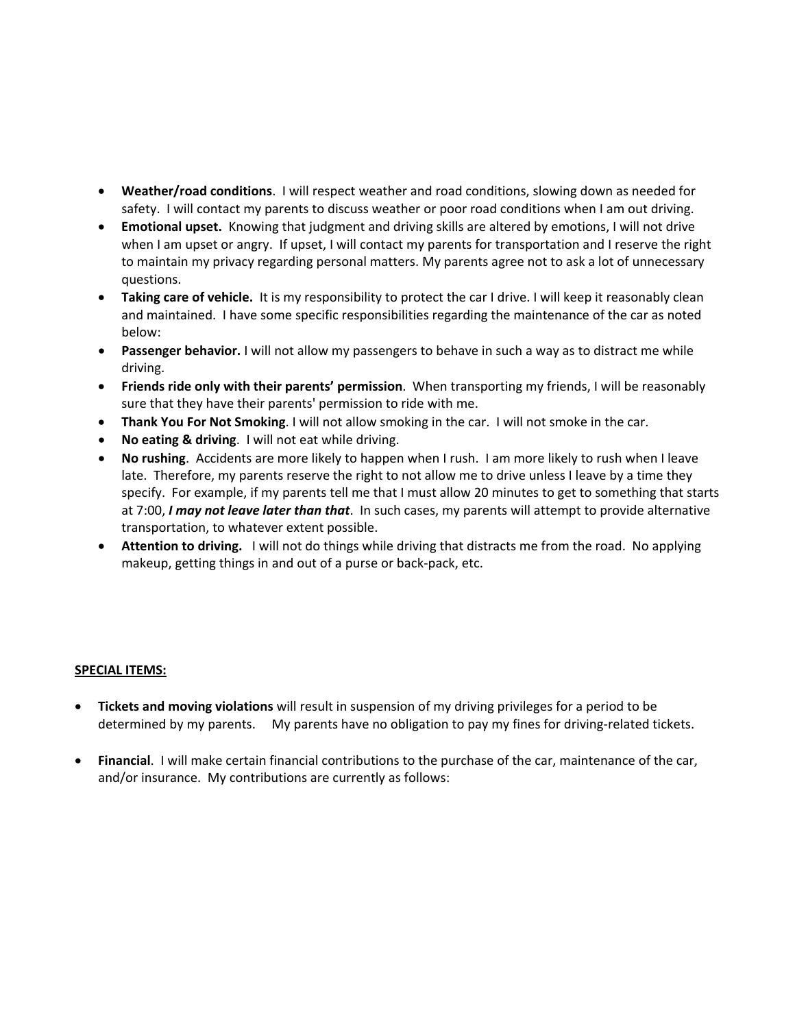- **Weather/road conditions**. I will respect weather and road conditions, slowing down as needed for safety. I will contact my parents to discuss weather or poor road conditions when I am out driving.
- **Emotional upset.** Knowing that judgment and driving skills are altered by emotions, I will not drive when I am upset or angry. If upset, I will contact my parents for transportation and I reserve the right to maintain my privacy regarding personal matters. My parents agree not to ask a lot of unnecessary questions.
- **Taking care of vehicle.** It is my responsibility to protect the car I drive. I will keep it reasonably clean and maintained. I have some specific responsibilities regarding the maintenance of the car as noted below:
- **Passenger behavior.** I will not allow my passengers to behave in such a way as to distract me while driving.
- **Friends ride only with their parents' permission**. When transporting my friends, I will be reasonably sure that they have their parents' permission to ride with me.
- **Thank You For Not Smoking**. I will not allow smoking in the car. I will not smoke in the car.
- **No eating & driving**. I will not eat while driving.
- **No rushing**. Accidents are more likely to happen when I rush. I am more likely to rush when I leave late. Therefore, my parents reserve the right to not allow me to drive unless I leave by a time they specify. For example, if my parents tell me that I must allow 20 minutes to get to something that starts at 7:00, ***I may not leave later than that***. In such cases, my parents will attempt to provide alternative transportation, to whatever extent possible.
- **Attention to driving.** I will not do things while driving that distracts me from the road. No applying makeup, getting things in and out of a purse or back-pack, etc.

**SPECIAL ITEMS:**

- **Tickets and moving violations** will result in suspension of my driving privileges for a period to be determined by my parents. My parents have no obligation to pay my fines for driving-related tickets.

- **Financial**. I will make certain financial contributions to the purchase of the car, maintenance of the car, and/or insurance. My contributions are currently as follows: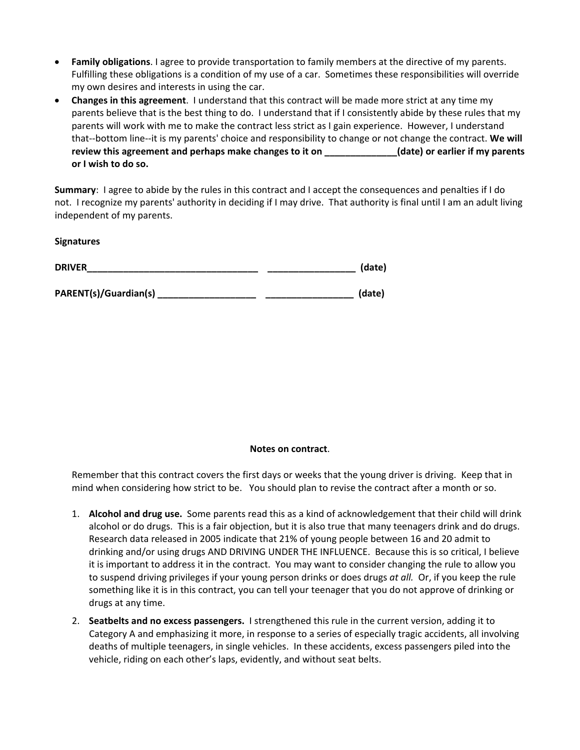- **Family obligations**. I agree to provide transportation to family members at the directive of my parents. Fulfilling these obligations is a condition of my use of a car. Sometimes these responsibilities will override my own desires and interests in using the car.
- **Changes in this agreement**. I understand that this contract will be made more strict at any time my parents believe that is the best thing to do. I understand that if I consistently abide by these rules that my parents will work with me to make the contract less strict as I gain experience. However, I understand that--bottom line--it is my parents' choice and responsibility to change or not change the contract. **We will review this agreement and perhaps make changes to it on ______________(date) or earlier if my parents or I wish to do so.**

**Summary**: I agree to abide by the rules in this contract and I accept the consequences and penalties if I do not. I recognize my parents' authority in deciding if I may drive. That authority is final until I am an adult living independent of my parents.

**Signatures**

**DRIVER_________________________________ _________________ (date)**

**PARENT(s)/Guardian(s) ___________________ _________________ (date)**

**Notes on contract**.

Remember that this contract covers the first days or weeks that the young driver is driving. Keep that in mind when considering how strict to be. You should plan to revise the contract after a month or so.

1. **Alcohol and drug use.** Some parents read this as a kind of acknowledgement that their child will drink alcohol or do drugs. This is a fair objection, but it is also true that many teenagers drink and do drugs. Research data released in 2005 indicate that 21% of young people between 16 and 20 admit to drinking and/or using drugs AND DRIVING UNDER THE INFLUENCE. Because this is so critical, I believe it is important to address it in the contract. You may want to consider changing the rule to allow you to suspend driving privileges if your young person drinks or does drugs *at all.* Or, if you keep the rule something like it is in this contract, you can tell your teenager that you do not approve of drinking or drugs at any time.
2. **Seatbelts and no excess passengers.** I strengthened this rule in the current version, adding it to Category A and emphasizing it more, in response to a series of especially tragic accidents, all involving deaths of multiple teenagers, in single vehicles. In these accidents, excess passengers piled into the vehicle, riding on each other's laps, evidently, and without seat belts.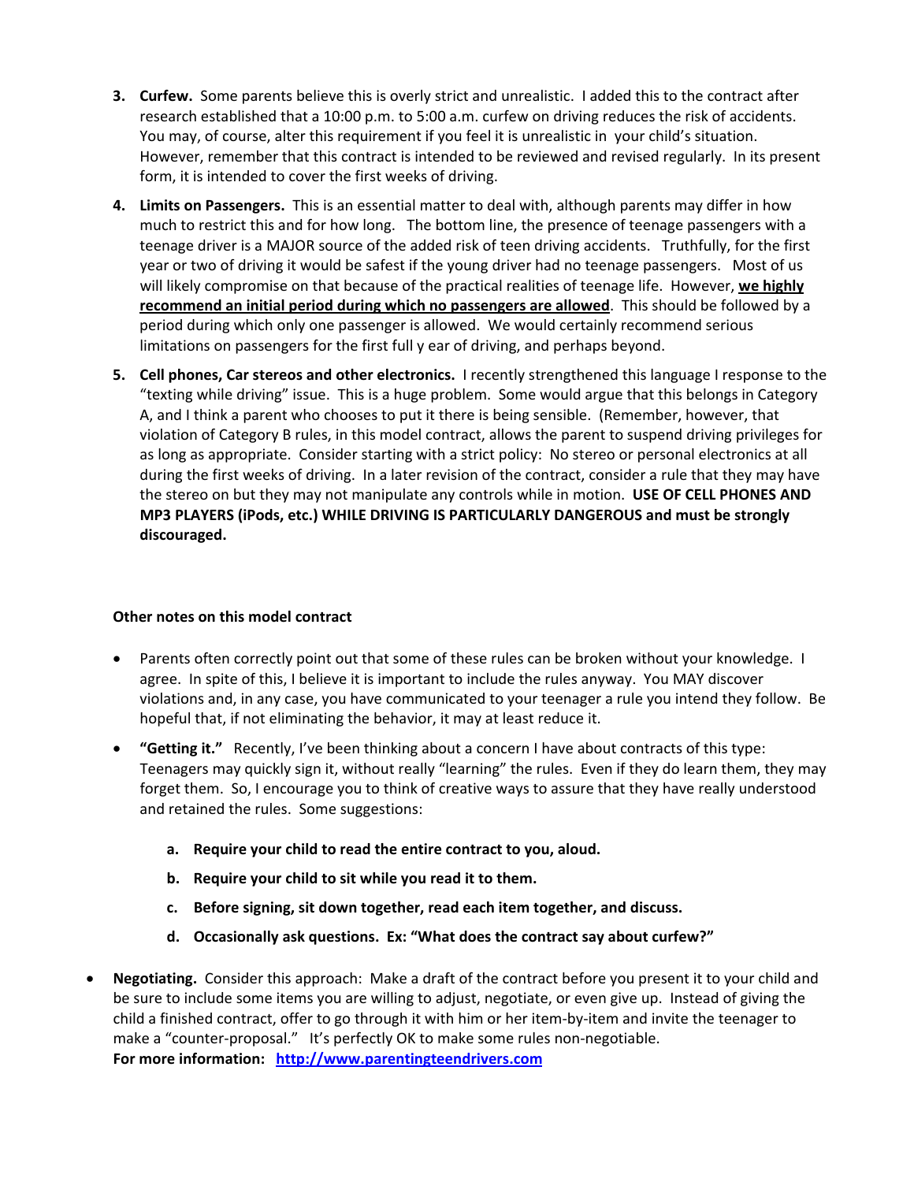3. **Curfew.** Some parents believe this is overly strict and unrealistic. I added this to the contract after research established that a 10:00 p.m. to 5:00 a.m. curfew on driving reduces the risk of accidents. You may, of course, alter this requirement if you feel it is unrealistic in your child's situation. However, remember that this contract is intended to be reviewed and revised regularly. In its present form, it is intended to cover the first weeks of driving.

4. **Limits on Passengers.** This is an essential matter to deal with, although parents may differ in how much to restrict this and for how long. The bottom line, the presence of teenage passengers with a teenage driver is a MAJOR source of the added risk of teen driving accidents. Truthfully, for the first year or two of driving it would be safest if the young driver had no teenage passengers. Most of us will likely compromise on that because of the practical realities of teenage life. However, **<u>we highly recommend an initial period during which no passengers are allowed</u>**. This should be followed by a period during which only one passenger is allowed. We would certainly recommend serious limitations on passengers for the first full y ear of driving, and perhaps beyond.

5. **Cell phones, Car stereos and other electronics.** I recently strengthened this language I response to the "texting while driving" issue. This is a huge problem. Some would argue that this belongs in Category A, and I think a parent who chooses to put it there is being sensible. (Remember, however, that violation of Category B rules, in this model contract, allows the parent to suspend driving privileges for as long as appropriate. Consider starting with a strict policy: No stereo or personal electronics at all during the first weeks of driving. In a later revision of the contract, consider a rule that they may have the stereo on but they may not manipulate any controls while in motion. **USE OF CELL PHONES AND MP3 PLAYERS (iPods, etc.) WHILE DRIVING IS PARTICULARLY DANGEROUS and must be strongly discouraged.**

**Other notes on this model contract**

- Parents often correctly point out that some of these rules can be broken without your knowledge. I agree. In spite of this, I believe it is important to include the rules anyway. You MAY discover violations and, in any case, you have communicated to your teenager a rule you intend they follow. Be hopeful that, if not eliminating the behavior, it may at least reduce it.

- **"Getting it."** Recently, I've been thinking about a concern I have about contracts of this type: Teenagers may quickly sign it, without really "learning" the rules. Even if they do learn them, they may forget them. So, I encourage you to think of creative ways to assure that they have really understood and retained the rules. Some suggestions:

  a. **Require your child to read the entire contract to you, aloud.**

  b. **Require your child to sit while you read it to them.**

  c. **Before signing, sit down together, read each item together, and discuss.**

  d. **Occasionally ask questions. Ex: "What does the contract say about curfew?"**

- **Negotiating.** Consider this approach: Make a draft of the contract before you present it to your child and be sure to include some items you are willing to adjust, negotiate, or even give up. Instead of giving the child a finished contract, offer to go through it with him or her item-by-item and invite the teenager to make a "counter-proposal." It's perfectly OK to make some rules non-negotiable.

**For more information: [http://www.parentingteendrivers.com](http://www.parentingteendrivers.com)**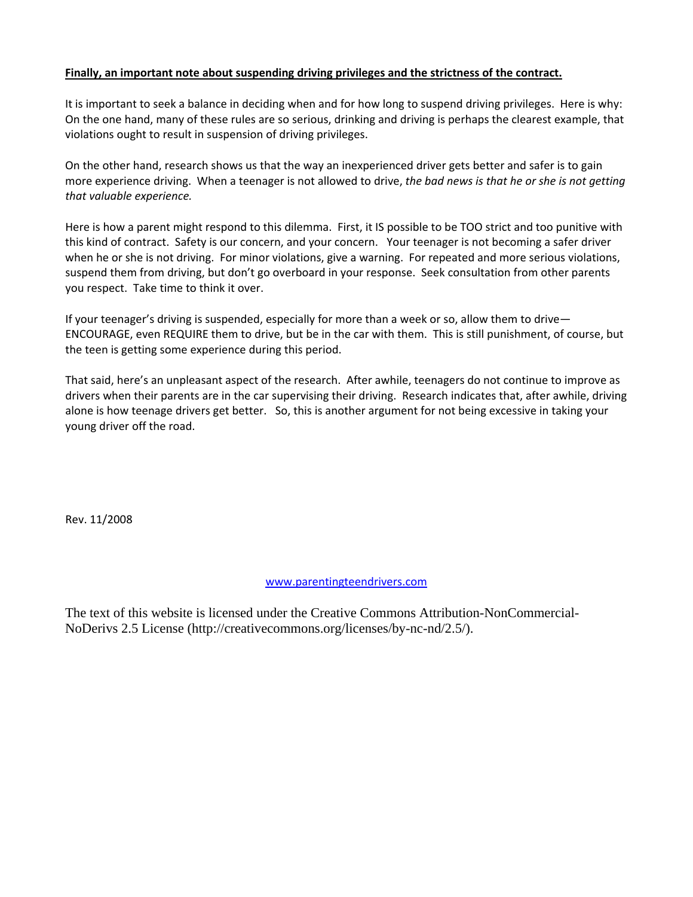**Finally, an important note about suspending driving privileges and the strictness of the contract.**

It is important to seek a balance in deciding when and for how long to suspend driving privileges. Here is why: On the one hand, many of these rules are so serious, drinking and driving is perhaps the clearest example, that violations ought to result in suspension of driving privileges.

On the other hand, research shows us that the way an inexperienced driver gets better and safer is to gain more experience driving. When a teenager is not allowed to drive, *the bad news is that he or she is not getting that valuable experience.*

Here is how a parent might respond to this dilemma. First, it IS possible to be TOO strict and too punitive with this kind of contract. Safety is our concern, and your concern. Your teenager is not becoming a safer driver when he or she is not driving. For minor violations, give a warning. For repeated and more serious violations, suspend them from driving, but don't go overboard in your response. Seek consultation from other parents you respect. Take time to think it over.

If your teenager's driving is suspended, especially for more than a week or so, allow them to drive—ENCOURAGE, even REQUIRE them to drive, but be in the car with them. This is still punishment, of course, but the teen is getting some experience during this period.

That said, here's an unpleasant aspect of the research. After awhile, teenagers do not continue to improve as drivers when their parents are in the car supervising their driving. Research indicates that, after awhile, driving alone is how teenage drivers get better. So, this is another argument for not being excessive in taking your young driver off the road.

Rev. 11/2008

www.parentingteendrivers.com

The text of this website is licensed under the Creative Commons Attribution-NonCommercial-NoDerivs 2.5 License (http://creativecommons.org/licenses/by-nc-nd/2.5/).